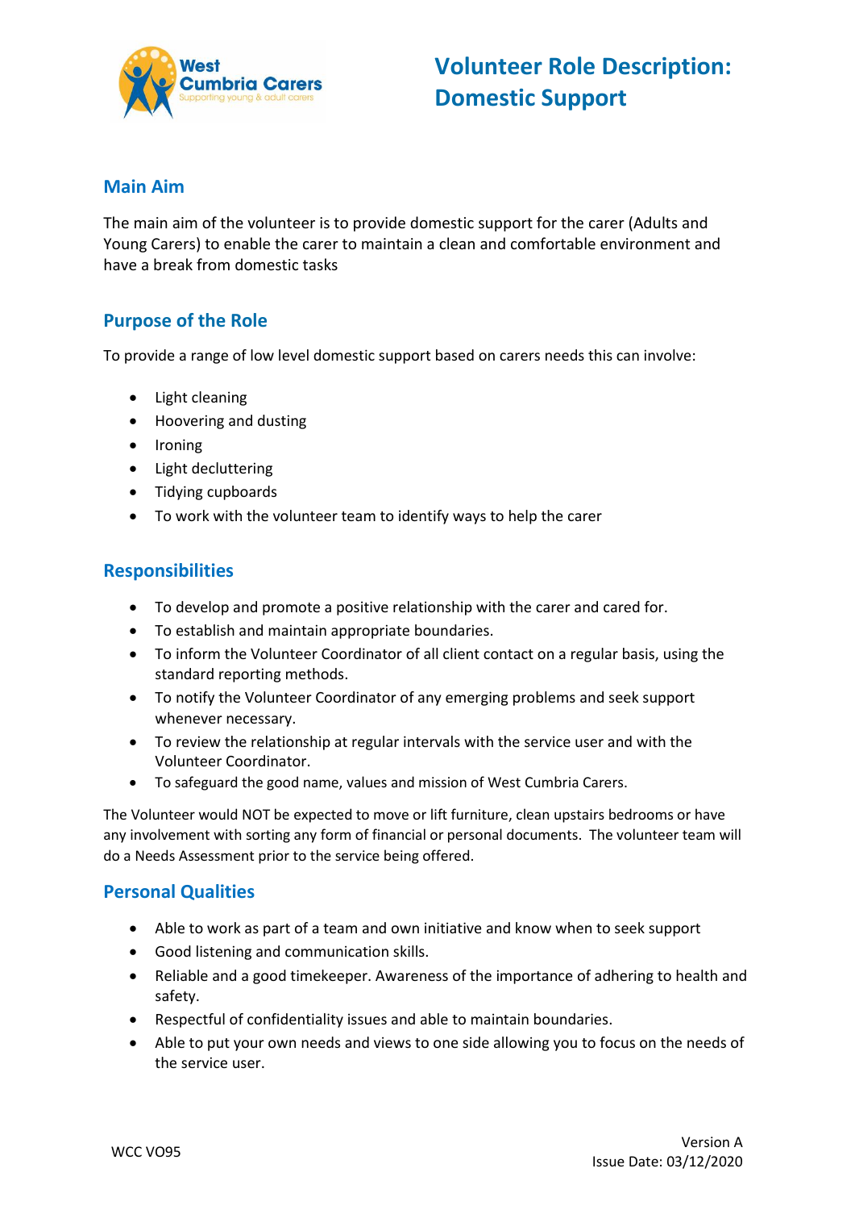# Volunteer Role Description: Domestic Support

## Main Aim

The main aim of the volunteer is to provide domestic support for the carer (Adults and Young Carers) to enable the carer to maintain a clean and comfortable environment and have a break from domestic tasks

## Purpose of the Role

To provide a range of low level domestic support based on carers needs this can involve:

- Light cleaning
- Hoovering and dusting
- Ironing
- Light decluttering
- Tidying cupboards
- To work with the volunteer team to identify ways to help the carer

## Responsibilities

- To develop and promote a positive relationship with the carer and cared for.
- To establish and maintain appropriate boundaries.
- To inform the Volunteer Coordinator of all client contact on a regular basis, using the standard reporting methods.
- To notify the Volunteer Coordinator of any emerging problems and seek support whenever necessary.
- To review the relationship at regular intervals with the service user and with the Volunteer Coordinator.
- To safeguard the good name, values and mission of West Cumbria Carers.

The Volunteer would NOT be expected to move or lift furniture, clean upstairs bedrooms or have any involvement with sorting any form of financial or personal documents. The volunteer team will do a Needs Assessment prior to the service being offered.

## Personal Qualities

- Able to work as part of a team and own initiative and know when to seek support
- Good listening and communication skills.
- Reliable and a good timekeeper. Awareness of the importance of adhering to health and safety.
- Respectful of confidentiality issues and able to maintain boundaries.
- Able to put your own needs and views to one side allowing you to focus on the needs of the service user.

WCC VO95

Version A
Issue Date: 03/12/2020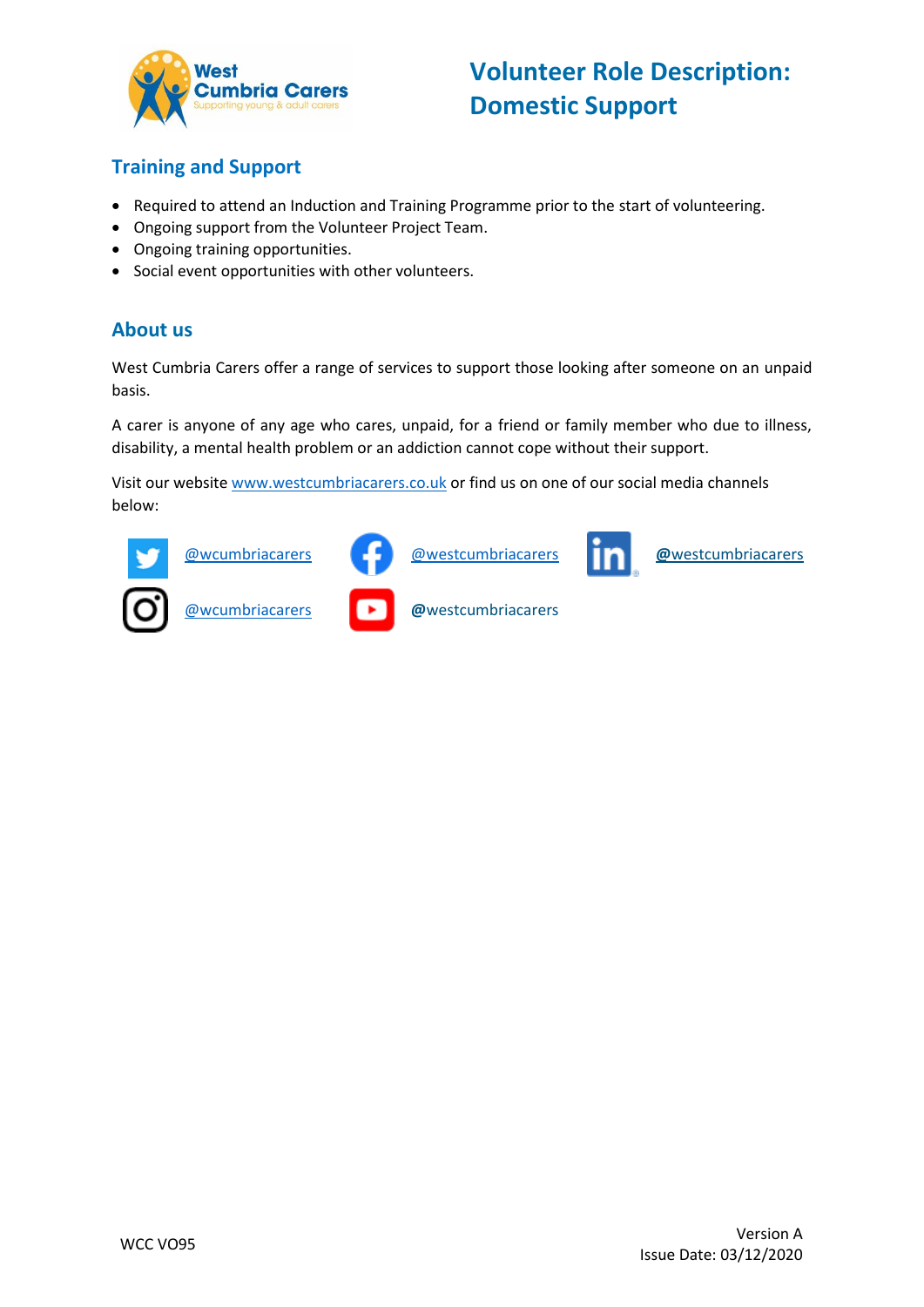# Volunteer Role Description: Domestic Support

## Training and Support

- Required to attend an Induction and Training Programme prior to the start of volunteering.
- Ongoing support from the Volunteer Project Team.
- Ongoing training opportunities.
- Social event opportunities with other volunteers.

## About us

West Cumbria Carers offer a range of services to support those looking after someone on an unpaid basis.

A carer is anyone of any age who cares, unpaid, for a friend or family member who due to illness, disability, a mental health problem or an addiction cannot cope without their support.

Visit our website www.westcumbriacarers.co.uk or find us on one of our social media channels below:

@wcumbriacarers

@westcumbriacarers

@westcumbriacarers

@wcumbriacarers

@westcumbriacarers

WCC VO95

Version A
Issue Date: 03/12/2020